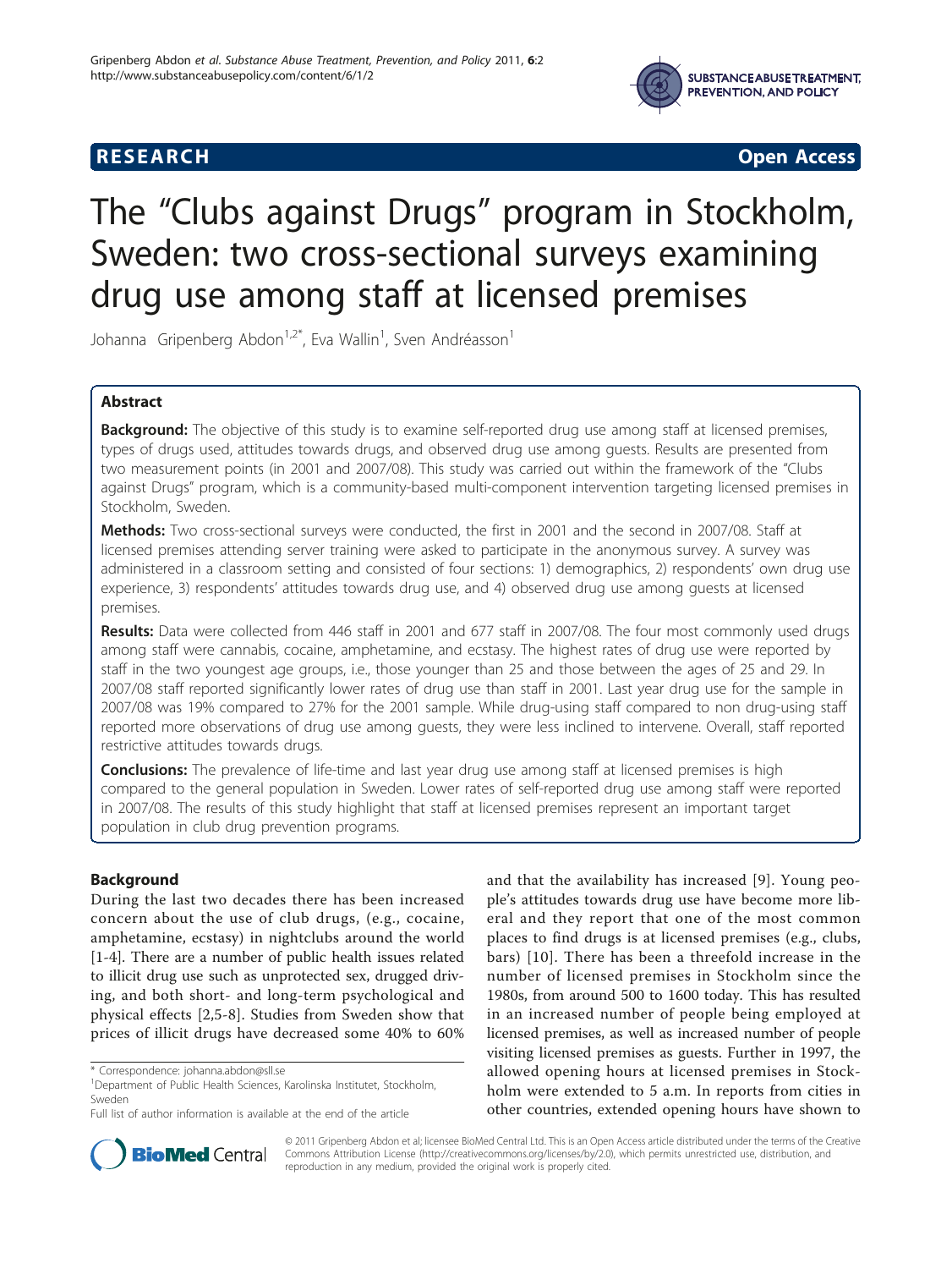**RESEARCH** **Open Access**

# The "Clubs against Drugs" program in Stockholm, Sweden: two cross-sectional surveys examining drug use among staff at licensed premises

Johanna Gripenberg Abdon[1,2*], Eva Wallin[1], Sven Andréasson[1]

## Abstract

**Background:** The objective of this study is to examine self-reported drug use among staff at licensed premises, types of drugs used, attitudes towards drugs, and observed drug use among guests. Results are presented from two measurement points (in 2001 and 2007/08). This study was carried out within the framework of the "Clubs against Drugs" program, which is a community-based multi-component intervention targeting licensed premises in Stockholm, Sweden.

**Methods:** Two cross-sectional surveys were conducted, the first in 2001 and the second in 2007/08. Staff at licensed premises attending server training were asked to participate in the anonymous survey. A survey was administered in a classroom setting and consisted of four sections: 1) demographics, 2) respondents' own drug use experience, 3) respondents' attitudes towards drug use, and 4) observed drug use among guests at licensed premises.

**Results:** Data were collected from 446 staff in 2001 and 677 staff in 2007/08. The four most commonly used drugs among staff were cannabis, cocaine, amphetamine, and ecstasy. The highest rates of drug use were reported by staff in the two youngest age groups, i.e., those younger than 25 and those between the ages of 25 and 29. In 2007/08 staff reported significantly lower rates of drug use than staff in 2001. Last year drug use for the sample in 2007/08 was 19% compared to 27% for the 2001 sample. While drug-using staff compared to non drug-using staff reported more observations of drug use among guests, they were less inclined to intervene. Overall, staff reported restrictive attitudes towards drugs.

**Conclusions:** The prevalence of life-time and last year drug use among staff at licensed premises is high compared to the general population in Sweden. Lower rates of self-reported drug use among staff were reported in 2007/08. The results of this study highlight that staff at licensed premises represent an important target population in club drug prevention programs.

## Background

During the last two decades there has been increased concern about the use of club drugs, (e.g., cocaine, amphetamine, ecstasy) in nightclubs around the world [1-4]. There are a number of public health issues related to illicit drug use such as unprotected sex, drugged driving, and both short- and long-term psychological and physical effects [2,5-8]. Studies from Sweden show that prices of illicit drugs have decreased some 40% to 60% and that the availability has increased [9]. Young people's attitudes towards drug use have become more liberal and they report that one of the most common places to find drugs is at licensed premises (e.g., clubs, bars) [10]. There has been a threefold increase in the number of licensed premises in Stockholm since the 1980s, from around 500 to 1600 today. This has resulted in an increased number of people being employed at licensed premises, as well as increased number of people visiting licensed premises as guests. Further in 1997, the allowed opening hours at licensed premises in Stockholm were extended to 5 a.m. In reports from cities in other countries, extended opening hours have shown to

\* Correspondence: johanna.abdon@sll.se
[1]Department of Public Health Sciences, Karolinska Institutet, Stockholm, Sweden
Full list of author information is available at the end of the article

© 2011 Gripenberg Abdon et al; licensee BioMed Central Ltd. This is an Open Access article distributed under the terms of the Creative Commons Attribution License (http://creativecommons.org/licenses/by/2.0), which permits unrestricted use, distribution, and reproduction in any medium, provided the original work is properly cited.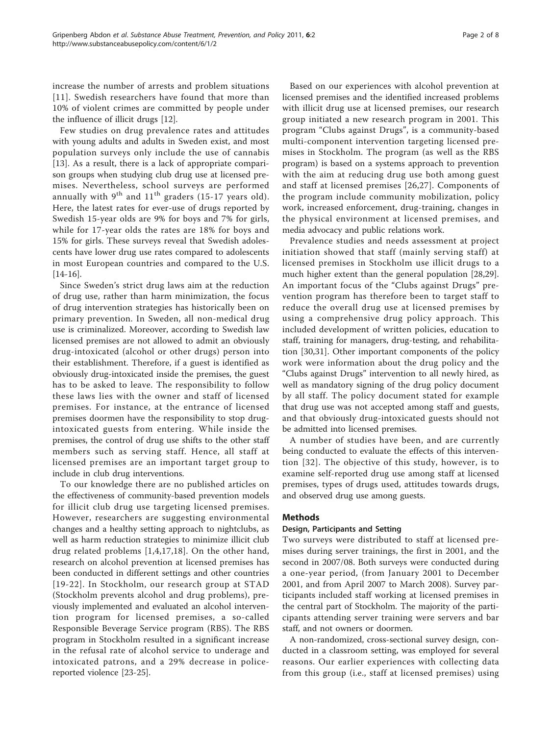increase the number of arrests and problem situations [11]. Swedish researchers have found that more than 10% of violent crimes are committed by people under the influence of illicit drugs [12].

Few studies on drug prevalence rates and attitudes with young adults and adults in Sweden exist, and most population surveys only include the use of cannabis [13]. As a result, there is a lack of appropriate comparison groups when studying club drug use at licensed premises. Nevertheless, school surveys are performed annually with 9th and 11th graders (15-17 years old). Here, the latest rates for ever-use of drugs reported by Swedish 15-year olds are 9% for boys and 7% for girls, while for 17-year olds the rates are 18% for boys and 15% for girls. These surveys reveal that Swedish adolescents have lower drug use rates compared to adolescents in most European countries and compared to the U.S. [14-16].

Since Sweden's strict drug laws aim at the reduction of drug use, rather than harm minimization, the focus of drug intervention strategies has historically been on primary prevention. In Sweden, all non-medical drug use is criminalized. Moreover, according to Swedish law licensed premises are not allowed to admit an obviously drug-intoxicated (alcohol or other drugs) person into their establishment. Therefore, if a guest is identified as obviously drug-intoxicated inside the premises, the guest has to be asked to leave. The responsibility to follow these laws lies with the owner and staff of licensed premises. For instance, at the entrance of licensed premises doormen have the responsibility to stop drug-intoxicated guests from entering. While inside the premises, the control of drug use shifts to the other staff members such as serving staff. Hence, all staff at licensed premises are an important target group to include in club drug interventions.

To our knowledge there are no published articles on the effectiveness of community-based prevention models for illicit club drug use targeting licensed premises. However, researchers are suggesting environmental changes and a healthy setting approach to nightclubs, as well as harm reduction strategies to minimize illicit club drug related problems [1,4,17,18]. On the other hand, research on alcohol prevention at licensed premises has been conducted in different settings and other countries [19-22]. In Stockholm, our research group at STAD (Stockholm prevents alcohol and drug problems), previously implemented and evaluated an alcohol intervention program for licensed premises, a so-called Responsible Beverage Service program (RBS). The RBS program in Stockholm resulted in a significant increase in the refusal rate of alcohol service to underage and intoxicated patrons, and a 29% decrease in police-reported violence [23-25].

Based on our experiences with alcohol prevention at licensed premises and the identified increased problems with illicit drug use at licensed premises, our research group initiated a new research program in 2001. This program "Clubs against Drugs", is a community-based multi-component intervention targeting licensed premises in Stockholm. The program (as well as the RBS program) is based on a systems approach to prevention with the aim at reducing drug use both among guest and staff at licensed premises [26,27]. Components of the program include community mobilization, policy work, increased enforcement, drug-training, changes in the physical environment at licensed premises, and media advocacy and public relations work.

Prevalence studies and needs assessment at project initiation showed that staff (mainly serving staff) at licensed premises in Stockholm use illicit drugs to a much higher extent than the general population [28,29]. An important focus of the "Clubs against Drugs" prevention program has therefore been to target staff to reduce the overall drug use at licensed premises by using a comprehensive drug policy approach. This included development of written policies, education to staff, training for managers, drug-testing, and rehabilitation [30,31]. Other important components of the policy work were information about the drug policy and the "Clubs against Drugs" intervention to all newly hired, as well as mandatory signing of the drug policy document by all staff. The policy document stated for example that drug use was not accepted among staff and guests, and that obviously drug-intoxicated guests should not be admitted into licensed premises.

A number of studies have been, and are currently being conducted to evaluate the effects of this intervention [32]. The objective of this study, however, is to examine self-reported drug use among staff at licensed premises, types of drugs used, attitudes towards drugs, and observed drug use among guests.

## Methods

### Design, Participants and Setting

Two surveys were distributed to staff at licensed premises during server trainings, the first in 2001, and the second in 2007/08. Both surveys were conducted during a one-year period, (from January 2001 to December 2001, and from April 2007 to March 2008). Survey participants included staff working at licensed premises in the central part of Stockholm. The majority of the participants attending server training were servers and bar staff, and not owners or doormen.

A non-randomized, cross-sectional survey design, conducted in a classroom setting, was employed for several reasons. Our earlier experiences with collecting data from this group (i.e., staff at licensed premises) using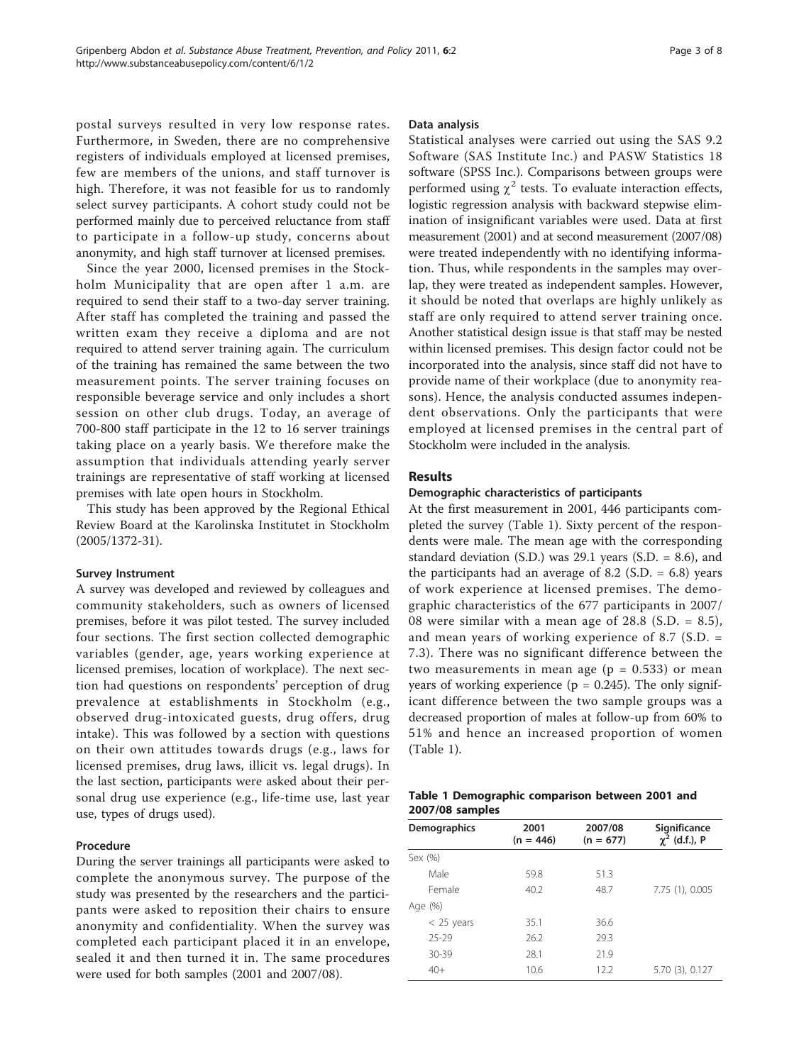postal surveys resulted in very low response rates. Furthermore, in Sweden, there are no comprehensive registers of individuals employed at licensed premises, few are members of the unions, and staff turnover is high. Therefore, it was not feasible for us to randomly select survey participants. A cohort study could not be performed mainly due to perceived reluctance from staff to participate in a follow-up study, concerns about anonymity, and high staff turnover at licensed premises.

Since the year 2000, licensed premises in the Stockholm Municipality that are open after 1 a.m. are required to send their staff to a two-day server training. After staff has completed the training and passed the written exam they receive a diploma and are not required to attend server training again. The curriculum of the training has remained the same between the two measurement points. The server training focuses on responsible beverage service and only includes a short session on other club drugs. Today, an average of 700-800 staff participate in the 12 to 16 server trainings taking place on a yearly basis. We therefore make the assumption that individuals attending yearly server trainings are representative of staff working at licensed premises with late open hours in Stockholm.

This study has been approved by the Regional Ethical Review Board at the Karolinska Institutet in Stockholm (2005/1372-31).

#### Survey Instrument

A survey was developed and reviewed by colleagues and community stakeholders, such as owners of licensed premises, before it was pilot tested. The survey included four sections. The first section collected demographic variables (gender, age, years working experience at licensed premises, location of workplace). The next section had questions on respondents' perception of drug prevalence at establishments in Stockholm (e.g., observed drug-intoxicated guests, drug offers, drug intake). This was followed by a section with questions on their own attitudes towards drugs (e.g., laws for licensed premises, drug laws, illicit vs. legal drugs). In the last section, participants were asked about their personal drug use experience (e.g., life-time use, last year use, types of drugs used).

#### Procedure

During the server trainings all participants were asked to complete the anonymous survey. The purpose of the study was presented by the researchers and the participants were asked to reposition their chairs to ensure anonymity and confidentiality. When the survey was completed each participant placed it in an envelope, sealed it and then turned it in. The same procedures were used for both samples (2001 and 2007/08).

#### Data analysis

Statistical analyses were carried out using the SAS 9.2 Software (SAS Institute Inc.) and PASW Statistics 18 software (SPSS Inc.). Comparisons between groups were performed using $\chi^2$ tests. To evaluate interaction effects, logistic regression analysis with backward stepwise elimination of insignificant variables were used. Data at first measurement (2001) and at second measurement (2007/08) were treated independently with no identifying information. Thus, while respondents in the samples may overlap, they were treated as independent samples. However, it should be noted that overlaps are highly unlikely as staff are only required to attend server training once. Another statistical design issue is that staff may be nested within licensed premises. This design factor could not be incorporated into the analysis, since staff did not have to provide name of their workplace (due to anonymity reasons). Hence, the analysis conducted assumes independent observations. Only the participants that were employed at licensed premises in the central part of Stockholm were included in the analysis.

## Results

#### Demographic characteristics of participants

At the first measurement in 2001, 446 participants completed the survey (Table 1). Sixty percent of the respondents were male. The mean age with the corresponding standard deviation (S.D.) was 29.1 years (S.D. = 8.6), and the participants had an average of 8.2 (S.D. = 6.8) years of work experience at licensed premises. The demographic characteristics of the 677 participants in 2007/08 were similar with a mean age of 28.8 (S.D. = 8.5), and mean years of working experience of 8.7 (S.D. = 7.3). There was no significant difference between the two measurements in mean age (p = 0.533) or mean years of working experience (p = 0.245). The only significant difference between the two sample groups was a decreased proportion of males at follow-up from 60% to 51% and hence an increased proportion of women (Table 1).

**Table 1 Demographic comparison between 2001 and 2007/08 samples**

| Demographics | 2001 (n = 446) | 2007/08 (n = 677) | Significance $\chi^2$ (d.f.), P |
|---|---|---|---|
| Sex (%) | | | |
| Male | 59.8 | 51.3 | |
| Female | 40.2 | 48.7 | 7.75 (1), 0.005 |
| Age (%) | | | |
| < 25 years | 35.1 | 36.6 | |
| 25-29 | 26.2 | 29.3 | |
| 30-39 | 28.1 | 21.9 | |
| 40+ | 10.6 | 12.2 | 5.70 (3), 0.127 |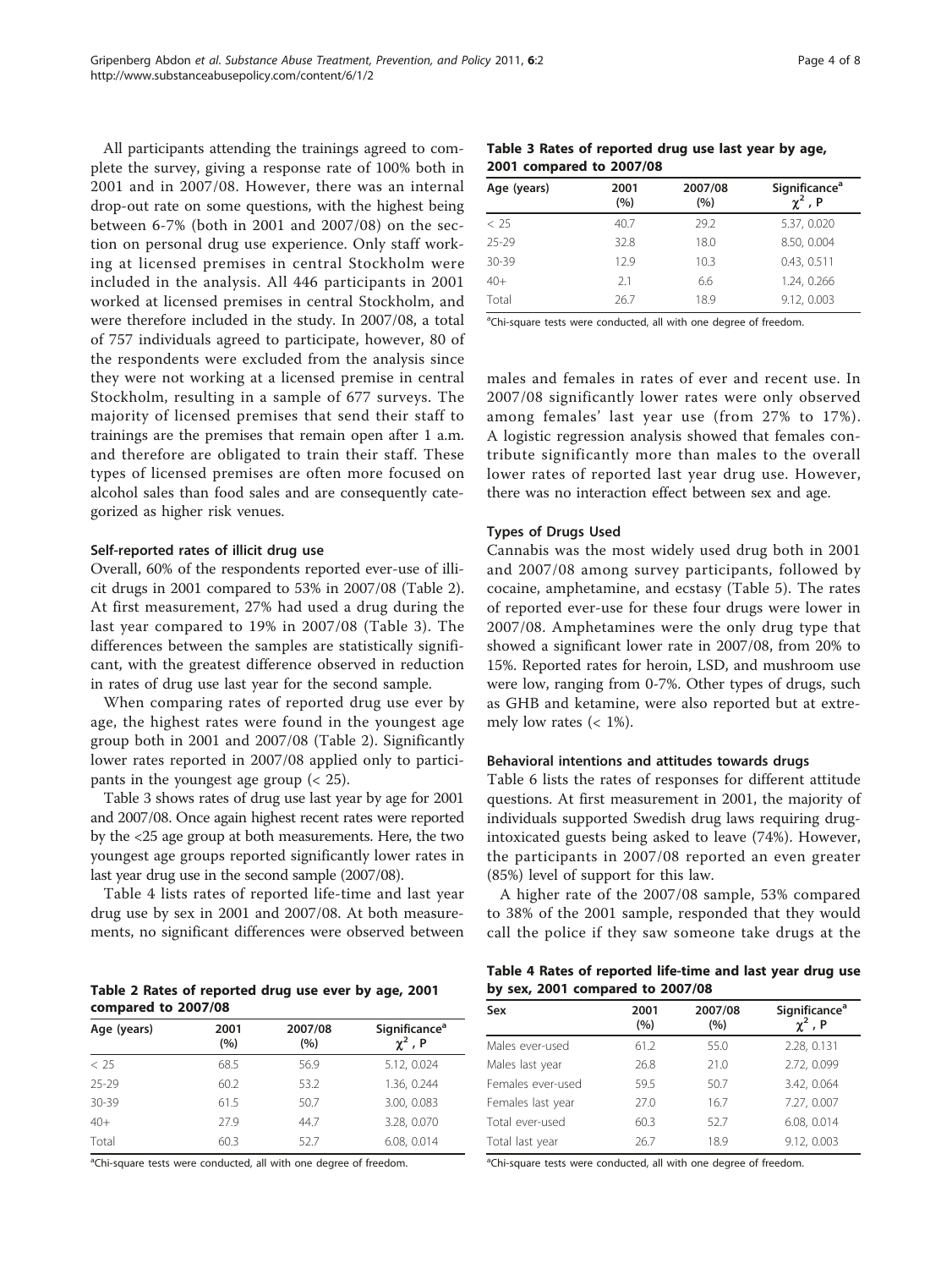All participants attending the trainings agreed to complete the survey, giving a response rate of 100% both in 2001 and in 2007/08. However, there was an internal drop-out rate on some questions, with the highest being between 6-7% (both in 2001 and 2007/08) on the section on personal drug use experience. Only staff working at licensed premises in central Stockholm were included in the analysis. All 446 participants in 2001 worked at licensed premises in central Stockholm, and were therefore included in the study. In 2007/08, a total of 757 individuals agreed to participate, however, 80 of the respondents were excluded from the analysis since they were not working at a licensed premise in central Stockholm, resulting in a sample of 677 surveys. The majority of licensed premises that send their staff to trainings are the premises that remain open after 1 a.m. and therefore are obligated to train their staff. These types of licensed premises are often more focused on alcohol sales than food sales and are consequently categorized as higher risk venues.

#### Self-reported rates of illicit drug use

Overall, 60% of the respondents reported ever-use of illicit drugs in 2001 compared to 53% in 2007/08 (Table 2). At first measurement, 27% had used a drug during the last year compared to 19% in 2007/08 (Table 3). The differences between the samples are statistically significant, with the greatest difference observed in reduction in rates of drug use last year for the second sample.

When comparing rates of reported drug use ever by age, the highest rates were found in the youngest age group both in 2001 and 2007/08 (Table 2). Significantly lower rates reported in 2007/08 applied only to participants in the youngest age group (< 25).

Table 3 shows rates of drug use last year by age for 2001 and 2007/08. Once again highest recent rates were reported by the <25 age group at both measurements. Here, the two youngest age groups reported significantly lower rates in last year drug use in the second sample (2007/08).

Table 4 lists rates of reported life-time and last year drug use by sex in 2001 and 2007/08. At both measurements, no significant differences were observed between males and females in rates of ever and recent use. In 2007/08 significantly lower rates were only observed among females' last year use (from 27% to 17%). A logistic regression analysis showed that females contribute significantly more than males to the overall lower rates of reported last year drug use. However, there was no interaction effect between sex and age.

**Table 2 Rates of reported drug use ever by age, 2001 compared to 2007/08**

| Age (years) | 2001 (%) | 2007/08 (%) | Significance[a] $\chi^2$ , P |
|---|---|---|---|
| < 25 | 68.5 | 56.9 | 5.12, 0.024 |
| 25-29 | 60.2 | 53.2 | 1.36, 0.244 |
| 30-39 | 61.5 | 50.7 | 3.00, 0.083 |
| 40+ | 27.9 | 44.7 | 3.28, 0.070 |
| Total | 60.3 | 52.7 | 6.08, 0.014 |

[a]Chi-square tests were conducted, all with one degree of freedom.

**Table 3 Rates of reported drug use last year by age, 2001 compared to 2007/08**

| Age (years) | 2001 (%) | 2007/08 (%) | Significance[a] $\chi^2$ , P |
|---|---|---|---|
| < 25 | 40.7 | 29.2 | 5.37, 0.020 |
| 25-29 | 32.8 | 18.0 | 8.50, 0.004 |
| 30-39 | 12.9 | 10.3 | 0.43, 0.511 |
| 40+ | 2.1 | 6.6 | 1.24, 0.266 |
| Total | 26.7 | 18.9 | 9.12, 0.003 |

[a]Chi-square tests were conducted, all with one degree of freedom.

#### Types of Drugs Used

Cannabis was the most widely used drug both in 2001 and 2007/08 among survey participants, followed by cocaine, amphetamine, and ecstasy (Table 5). The rates of reported ever-use for these four drugs were lower in 2007/08. Amphetamines were the only drug type that showed a significant lower rate in 2007/08, from 20% to 15%. Reported rates for heroin, LSD, and mushroom use were low, ranging from 0-7%. Other types of drugs, such as GHB and ketamine, were also reported but at extremely low rates (< 1%).

#### Behavioral intentions and attitudes towards drugs

Table 6 lists the rates of responses for different attitude questions. At first measurement in 2001, the majority of individuals supported Swedish drug laws requiring drug-intoxicated guests being asked to leave (74%). However, the participants in 2007/08 reported an even greater (85%) level of support for this law.

A higher rate of the 2007/08 sample, 53% compared to 38% of the 2001 sample, responded that they would call the police if they saw someone take drugs at the

**Table 4 Rates of reported life-time and last year drug use by sex, 2001 compared to 2007/08**

| Sex | 2001 (%) | 2007/08 (%) | Significance[a] $\chi^2$ , P |
|---|---|---|---|
| Males ever-used | 61.2 | 55.0 | 2.28, 0.131 |
| Males last year | 26.8 | 21.0 | 2.72, 0.099 |
| Females ever-used | 59.5 | 50.7 | 3.42, 0.064 |
| Females last year | 27.0 | 16.7 | 7.27, 0.007 |
| Total ever-used | 60.3 | 52.7 | 6.08, 0.014 |
| Total last year | 26.7 | 18.9 | 9.12, 0.003 |

[a]Chi-square tests were conducted, all with one degree of freedom.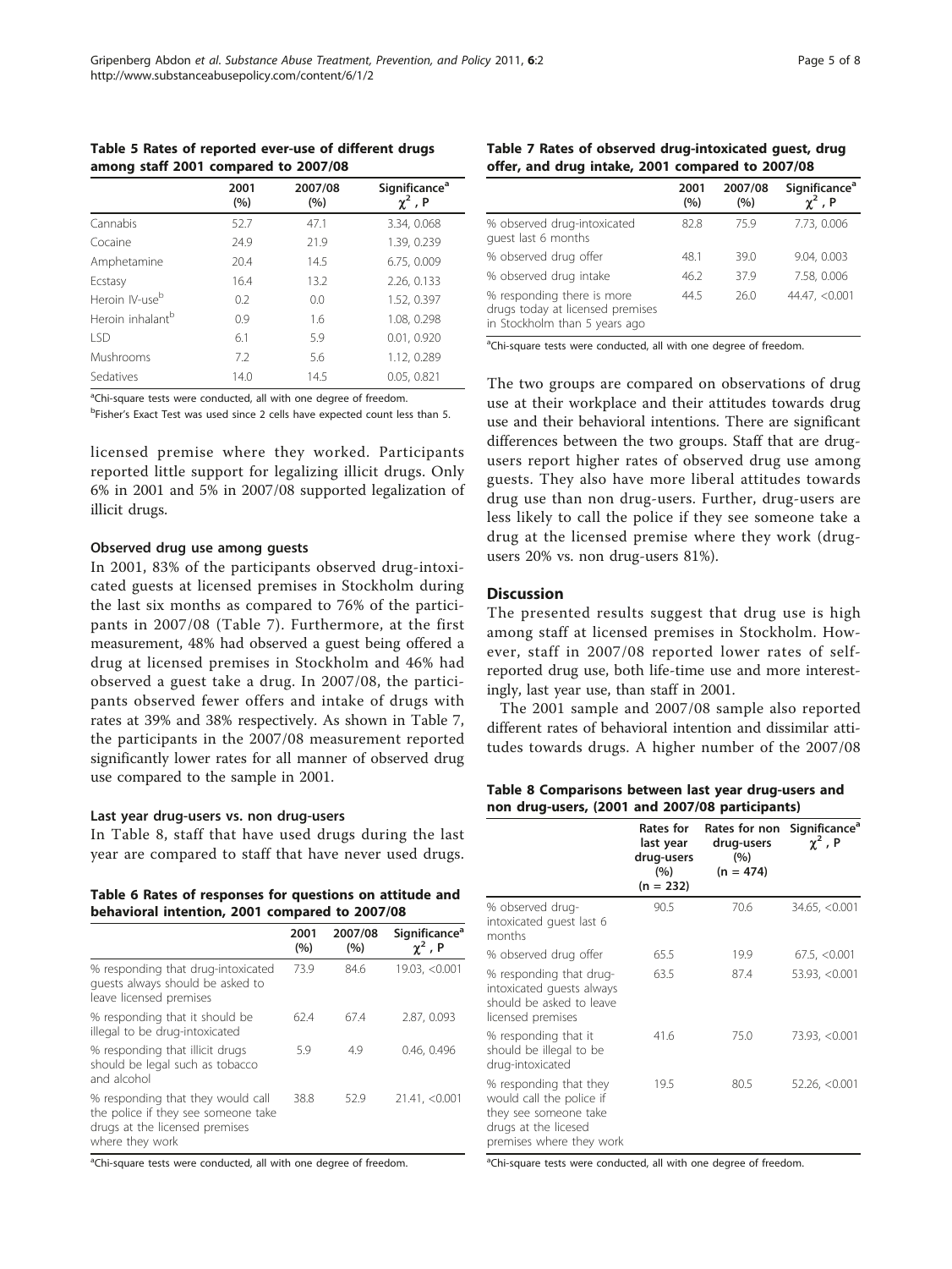**Table 5 Rates of reported ever-use of different drugs among staff 2001 compared to 2007/08**

| | 2001 (%) | 2007/08 (%) | Significance[a] $\chi^2$, P |
|---|---|---|---|
| Cannabis | 52.7 | 47.1 | 3.34, 0.068 |
| Cocaine | 24.9 | 21.9 | 1.39, 0.239 |
| Amphetamine | 20.4 | 14.5 | 6.75, 0.009 |
| Ecstasy | 16.4 | 13.2 | 2.26, 0.133 |
| Heroin IV-use[b] | 0.2 | 0.0 | 1.52, 0.397 |
| Heroin inhalant[b] | 0.9 | 1.6 | 1.08, 0.298 |
| LSD | 6.1 | 5.9 | 0.01, 0.920 |
| Mushrooms | 7.2 | 5.6 | 1.12, 0.289 |
| Sedatives | 14.0 | 14.5 | 0.05, 0.821 |

[a]Chi-square tests were conducted, all with one degree of freedom.
[b]Fisher's Exact Test was used since 2 cells have expected count less than 5.

licensed premise where they worked. Participants reported little support for legalizing illicit drugs. Only 6% in 2001 and 5% in 2007/08 supported legalization of illicit drugs.

### Observed drug use among guests

In 2001, 83% of the participants observed drug-intoxicated guests at licensed premises in Stockholm during the last six months as compared to 76% of the participants in 2007/08 (Table 7). Furthermore, at the first measurement, 48% had observed a guest being offered a drug at licensed premises in Stockholm and 46% had observed a guest take a drug. In 2007/08, the participants observed fewer offers and intake of drugs with rates at 39% and 38% respectively. As shown in Table 7, the participants in the 2007/08 measurement reported significantly lower rates for all manner of observed drug use compared to the sample in 2001.

### Last year drug-users vs. non drug-users

In Table 8, staff that have used drugs during the last year are compared to staff that have never used drugs.

**Table 6 Rates of responses for questions on attitude and behavioral intention, 2001 compared to 2007/08**

| | 2001 (%) | 2007/08 (%) | Significance[a] $\chi^2$, P |
|---|---|---|---|
| % responding that drug-intoxicated guests always should be asked to leave licensed premises | 73.9 | 84.6 | 19.03, <0.001 |
| % responding that it should be illegal to be drug-intoxicated | 62.4 | 67.4 | 2.87, 0.093 |
| % responding that illicit drugs should be legal such as tobacco and alcohol | 5.9 | 4.9 | 0.46, 0.496 |
| % responding that they would call the police if they see someone take drugs at the licensed premises where they work | 38.8 | 52.9 | 21.41, <0.001 |

[a]Chi-square tests were conducted, all with one degree of freedom.

**Table 7 Rates of observed drug-intoxicated guest, drug offer, and drug intake, 2001 compared to 2007/08**

| | 2001 (%) | 2007/08 (%) | Significance[a] $\chi^2$, P |
|---|---|---|---|
| % observed drug-intoxicated guest last 6 months | 82.8 | 75.9 | 7.73, 0.006 |
| % observed drug offer | 48.1 | 39.0 | 9.04, 0.003 |
| % observed drug intake | 46.2 | 37.9 | 7.58, 0.006 |
| % responding there is more drugs today at licensed premises in Stockholm than 5 years ago | 44.5 | 26.0 | 44.47, <0.001 |

[a]Chi-square tests were conducted, all with one degree of freedom.

The two groups are compared on observations of drug use at their workplace and their attitudes towards drug use and their behavioral intentions. There are significant differences between the two groups. Staff that are drug-users report higher rates of observed drug use among guests. They also have more liberal attitudes towards drug use than non drug-users. Further, drug-users are less likely to call the police if they see someone take a drug at the licensed premise where they work (drug-users 20% vs. non drug-users 81%).

## Discussion

The presented results suggest that drug use is high among staff at licensed premises in Stockholm. However, staff in 2007/08 reported lower rates of self-reported drug use, both life-time use and more interestingly, last year use, than staff in 2001.

The 2001 sample and 2007/08 sample also reported different rates of behavioral intention and dissimilar attitudes towards drugs. A higher number of the 2007/08

**Table 8 Comparisons between last year drug-users and non drug-users, (2001 and 2007/08 participants)**

| | Rates for last year drug-users (%) (n = 232) | Rates for non drug-users (%) (n = 474) | Significance[a] $\chi^2$, P |
|---|---|---|---|
| % observed drug-intoxicated guest last 6 months | 90.5 | 70.6 | 34.65, <0.001 |
| % observed drug offer | 65.5 | 19.9 | 67.5, <0.001 |
| % responding that drug-intoxicated guests always should be asked to leave licensed premises | 63.5 | 87.4 | 53.93, <0.001 |
| % responding that it should be illegal to be drug-intoxicated | 41.6 | 75.0 | 73.93, <0.001 |
| % responding that they would call the police if they see someone take drugs at the licesed premises where they work | 19.5 | 80.5 | 52.26, <0.001 |

[a]Chi-square tests were conducted, all with one degree of freedom.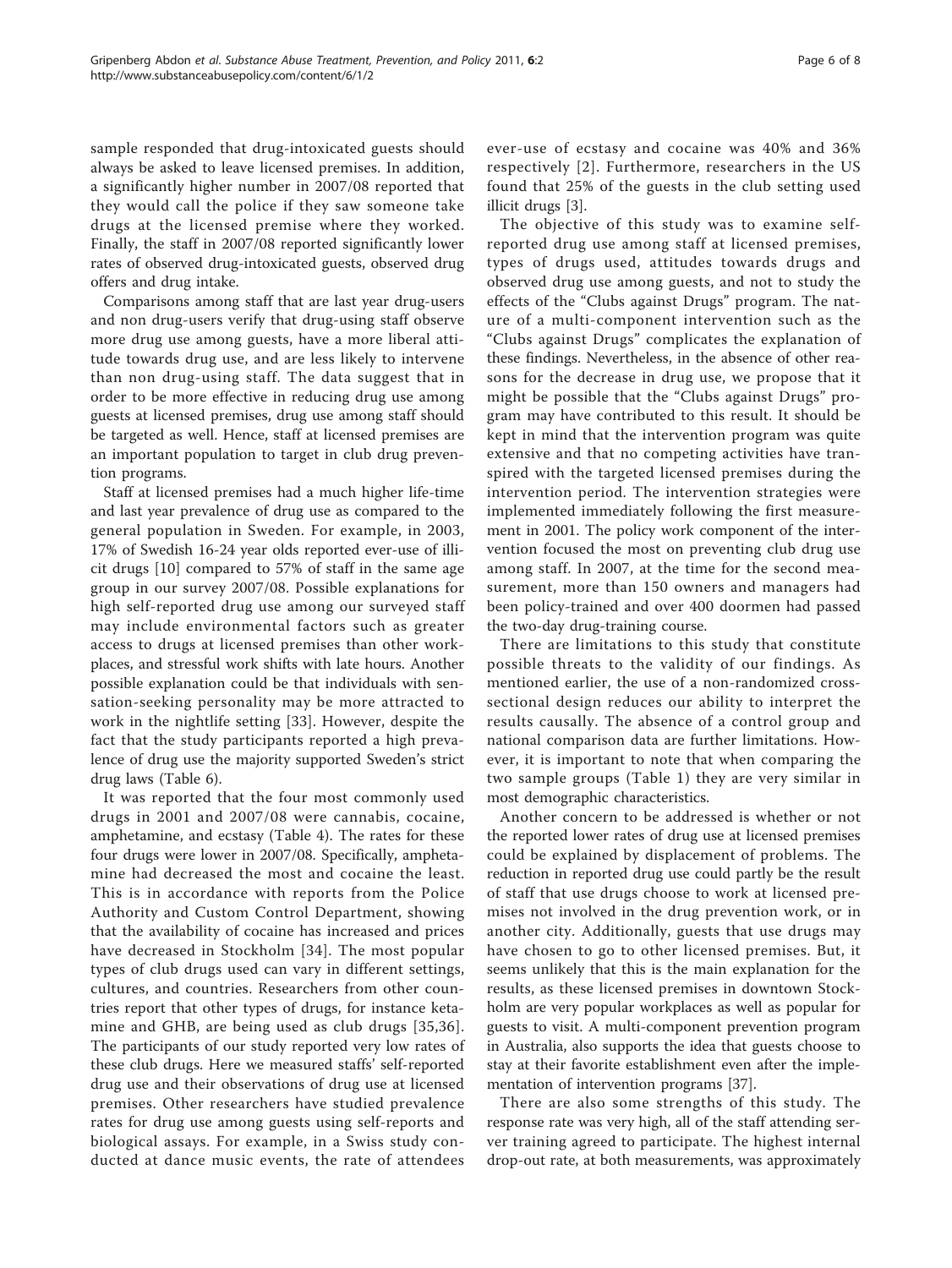sample responded that drug-intoxicated guests should always be asked to leave licensed premises. In addition, a significantly higher number in 2007/08 reported that they would call the police if they saw someone take drugs at the licensed premise where they worked. Finally, the staff in 2007/08 reported significantly lower rates of observed drug-intoxicated guests, observed drug offers and drug intake.

Comparisons among staff that are last year drug-users and non drug-users verify that drug-using staff observe more drug use among guests, have a more liberal attitude towards drug use, and are less likely to intervene than non drug-using staff. The data suggest that in order to be more effective in reducing drug use among guests at licensed premises, drug use among staff should be targeted as well. Hence, staff at licensed premises are an important population to target in club drug prevention programs.

Staff at licensed premises had a much higher life-time and last year prevalence of drug use as compared to the general population in Sweden. For example, in 2003, 17% of Swedish 16-24 year olds reported ever-use of illicit drugs [10] compared to 57% of staff in the same age group in our survey 2007/08. Possible explanations for high self-reported drug use among our surveyed staff may include environmental factors such as greater access to drugs at licensed premises than other workplaces, and stressful work shifts with late hours. Another possible explanation could be that individuals with sensation-seeking personality may be more attracted to work in the nightlife setting [33]. However, despite the fact that the study participants reported a high prevalence of drug use the majority supported Sweden's strict drug laws (Table 6).

It was reported that the four most commonly used drugs in 2001 and 2007/08 were cannabis, cocaine, amphetamine, and ecstasy (Table 4). The rates for these four drugs were lower in 2007/08. Specifically, amphetamine had decreased the most and cocaine the least. This is in accordance with reports from the Police Authority and Custom Control Department, showing that the availability of cocaine has increased and prices have decreased in Stockholm [34]. The most popular types of club drugs used can vary in different settings, cultures, and countries. Researchers from other countries report that other types of drugs, for instance ketamine and GHB, are being used as club drugs [35,36]. The participants of our study reported very low rates of these club drugs. Here we measured staffs' self-reported drug use and their observations of drug use at licensed premises. Other researchers have studied prevalence rates for drug use among guests using self-reports and biological assays. For example, in a Swiss study conducted at dance music events, the rate of attendees ever-use of ecstasy and cocaine was 40% and 36% respectively [2]. Furthermore, researchers in the US found that 25% of the guests in the club setting used illicit drugs [3].

The objective of this study was to examine self-reported drug use among staff at licensed premises, types of drugs used, attitudes towards drugs and observed drug use among guests, and not to study the effects of the "Clubs against Drugs" program. The nature of a multi-component intervention such as the "Clubs against Drugs" complicates the explanation of these findings. Nevertheless, in the absence of other reasons for the decrease in drug use, we propose that it might be possible that the "Clubs against Drugs" program may have contributed to this result. It should be kept in mind that the intervention program was quite extensive and that no competing activities have transpired with the targeted licensed premises during the intervention period. The intervention strategies were implemented immediately following the first measurement in 2001. The policy work component of the intervention focused the most on preventing club drug use among staff. In 2007, at the time for the second measurement, more than 150 owners and managers had been policy-trained and over 400 doormen had passed the two-day drug-training course.

There are limitations to this study that constitute possible threats to the validity of our findings. As mentioned earlier, the use of a non-randomized cross-sectional design reduces our ability to interpret the results causally. The absence of a control group and national comparison data are further limitations. However, it is important to note that when comparing the two sample groups (Table 1) they are very similar in most demographic characteristics.

Another concern to be addressed is whether or not the reported lower rates of drug use at licensed premises could be explained by displacement of problems. The reduction in reported drug use could partly be the result of staff that use drugs choose to work at licensed premises not involved in the drug prevention work, or in another city. Additionally, guests that use drugs may have chosen to go to other licensed premises. But, it seems unlikely that this is the main explanation for the results, as these licensed premises in downtown Stockholm are very popular workplaces as well as popular for guests to visit. A multi-component prevention program in Australia, also supports the idea that guests choose to stay at their favorite establishment even after the implementation of intervention programs [37].

There are also some strengths of this study. The response rate was very high, all of the staff attending server training agreed to participate. The highest internal drop-out rate, at both measurements, was approximately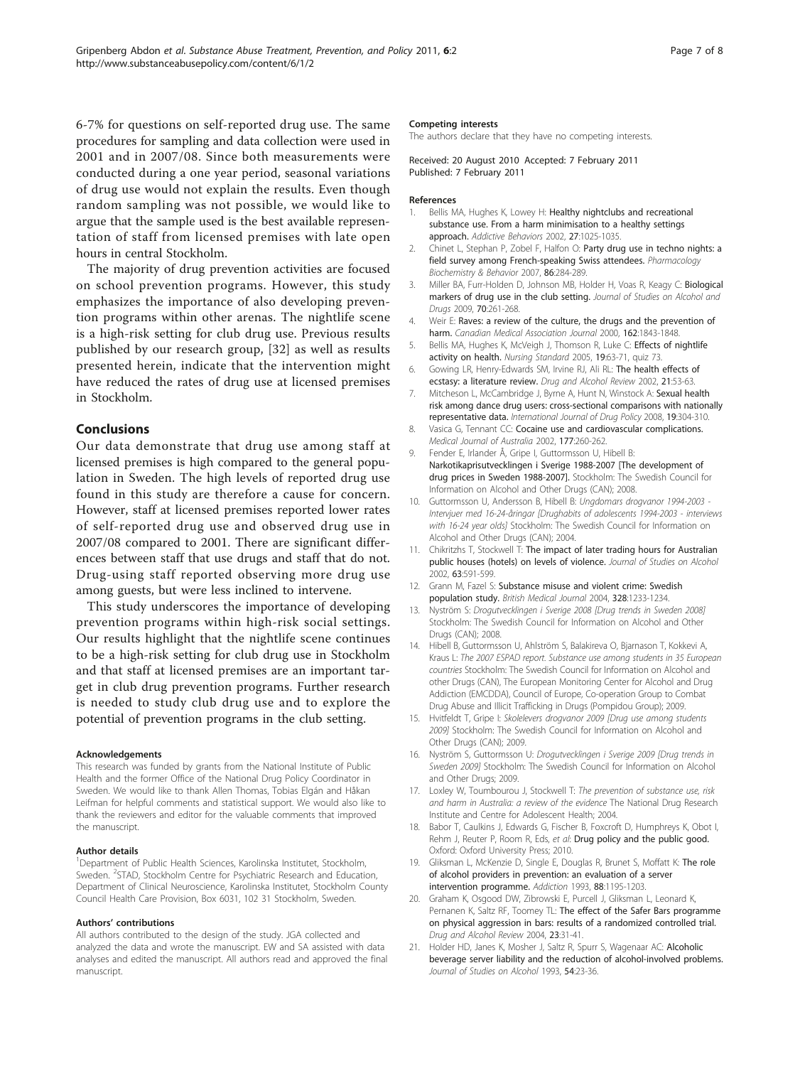6-7% for questions on self-reported drug use. The same procedures for sampling and data collection were used in 2001 and in 2007/08. Since both measurements were conducted during a one year period, seasonal variations of drug use would not explain the results. Even though random sampling was not possible, we would like to argue that the sample used is the best available representation of staff from licensed premises with late open hours in central Stockholm.

The majority of drug prevention activities are focused on school prevention programs. However, this study emphasizes the importance of also developing prevention programs within other arenas. The nightlife scene is a high-risk setting for club drug use. Previous results published by our research group, [32] as well as results presented herein, indicate that the intervention might have reduced the rates of drug use at licensed premises in Stockholm.

## Conclusions

Our data demonstrate that drug use among staff at licensed premises is high compared to the general population in Sweden. The high levels of reported drug use found in this study are therefore a cause for concern. However, staff at licensed premises reported lower rates of self-reported drug use and observed drug use in 2007/08 compared to 2001. There are significant differences between staff that use drugs and staff that do not. Drug-using staff reported observing more drug use among guests, but were less inclined to intervene.

This study underscores the importance of developing prevention programs within high-risk social settings. Our results highlight that the nightlife scene continues to be a high-risk setting for club drug use in Stockholm and that staff at licensed premises are an important target in club drug prevention programs. Further research is needed to study club drug use and to explore the potential of prevention programs in the club setting.

#### Acknowledgements

This research was funded by grants from the National Institute of Public Health and the former Office of the National Drug Policy Coordinator in Sweden. We would like to thank Allen Thomas, Tobias Elgán and Håkan Leifman for helpful comments and statistical support. We would also like to thank the reviewers and editor for the valuable comments that improved the manuscript.

#### Author details

[1]Department of Public Health Sciences, Karolinska Institutet, Stockholm, Sweden. [2]STAD, Stockholm Centre for Psychiatric Research and Education, Department of Clinical Neuroscience, Karolinska Institutet, Stockholm County Council Health Care Provision, Box 6031, 102 31 Stockholm, Sweden.

#### Authors' contributions

All authors contributed to the design of the study. JGA collected and analyzed the data and wrote the manuscript. EW and SA assisted with data analyses and edited the manuscript. All authors read and approved the final manuscript.

#### Competing interests

The authors declare that they have no competing interests.

Received: 20 August 2010 Accepted: 7 February 2011
Published: 7 February 2011

#### References

1. Bellis MA, Hughes K, Lowey H: **Healthy nightclubs and recreational substance use. From a harm minimisation to a healthy settings approach.** *Addictive Behaviors* 2002, **27**:1025-1035.
2. Chinet L, Stephan P, Zobel F, Halfon O: **Party drug use in techno nights: a field survey among French-speaking Swiss attendees.** *Pharmacology Biochemistry & Behavior* 2007, **86**:284-289.
3. Miller BA, Furr-Holden D, Johnson MB, Holder H, Voas R, Keagy C: **Biological markers of drug use in the club setting.** *Journal of Studies on Alcohol and Drugs* 2009, **70**:261-268.
4. Weir E: **Raves: a review of the culture, the drugs and the prevention of harm.** *Canadian Medical Association Journal* 2000, **162**:1843-1848.
5. Bellis MA, Hughes K, McVeigh J, Thomson R, Luke C: **Effects of nightlife activity on health.** *Nursing Standard* 2005, **19**:63-71, quiz 73.
6. Gowing LR, Henry-Edwards SM, Irvine RJ, Ali RL: **The health effects of ecstasy: a literature review.** *Drug and Alcohol Review* 2002, **21**:53-63.
7. Mitcheson L, McCambridge J, Byrne A, Hunt N, Winstock A: **Sexual health risk among dance drug users: cross-sectional comparisons with nationally representative data.** *International Journal of Drug Policy* 2008, **19**:304-310.
8. Vasica G, Tennant CC: **Cocaine use and cardiovascular complications.** *Medical Journal of Australia* 2002, **177**:260-262.
9. Fender E, Irlander Å, Gripe I, Guttormsson U, Hibell B: **Narkotikaprisutvecklingen i Sverige 1988-2007 [The development of drug prices in Sweden 1988-2007].** Stockholm: The Swedish Council for Information on Alcohol and Other Drugs (CAN); 2008.
10. Guttormsson U, Andersson B, Hibell B: *Ungdomars drogvanor 1994-2003 - Intervjuer med 16-24-åringar [Drughabits of adolescents 1994-2003 - interviews with 16-24 year olds]* Stockholm: The Swedish Council for Information on Alcohol and Other Drugs (CAN); 2004.
11. Chikritzhs T, Stockwell T: **The impact of later trading hours for Australian public houses (hotels) on levels of violence.** *Journal of Studies on Alcohol* 2002, **63**:591-599.
12. Grann M, Fazel S: **Substance misuse and violent crime: Swedish population study.** *British Medical Journal* 2004, **328**:1233-1234.
13. Nyström S: *Drogutvecklingen i Sverige 2008 [Drug trends in Sweden 2008]* Stockholm: The Swedish Council for Information on Alcohol and Other Drugs (CAN); 2008.
14. Hibell B, Guttormsson U, Ahlström S, Balakireva O, Bjarnason T, Kokkevi A, Kraus L: *The 2007 ESPAD report. Substance use among students in 35 European countries* Stockholm: The Swedish Council for Information on Alcohol and other Drugs (CAN), The European Monitoring Center for Alcohol and Drug Addiction (EMCDDA), Council of Europe, Co-operation Group to Combat Drug Abuse and Illicit Trafficking in Drugs (Pompidou Group); 2009.
15. Hvitfeldt T, Gripe I: *Skolelevers drogvanor 2009 [Drug use among students 2009]* Stockholm: The Swedish Council for Information on Alcohol and Other Drugs (CAN); 2009.
16. Nyström S, Guttormsson U: *Drogutvecklingen i Sverige 2009 [Drug trends in Sweden 2009]* Stockholm: The Swedish Council for Information on Alcohol and Other Drugs; 2009.
17. Loxley W, Toumbourou J, Stockwell T: *The prevention of substance use, risk and harm in Australia: a review of the evidence* The National Drug Research Institute and Centre for Adolescent Health; 2004.
18. Babor T, Caulkins J, Edwards G, Fischer B, Foxcroft D, Humphreys K, Obot I, Rehm J, Reuter P, Room R, Eds, *et al*: **Drug policy and the public good.** Oxford: Oxford University Press; 2010.
19. Gliksman L, McKenzie D, Single E, Douglas R, Brunet S, Moffatt K: **The role of alcohol providers in prevention: an evaluation of a server intervention programme.** *Addiction* 1993, **88**:1195-1203.
20. Graham K, Osgood DW, Zibrowski E, Purcell J, Gliksman L, Leonard K, Pernanen K, Saltz RF, Toomey TL: **The effect of the Safer Bars programme on physical aggression in bars: results of a randomized controlled trial.** *Drug and Alcohol Review* 2004, **23**:31-41.
21. Holder HD, Janes K, Mosher J, Saltz R, Spurr S, Wagenaar AC: **Alcoholic beverage server liability and the reduction of alcohol-involved problems.** *Journal of Studies on Alcohol* 1993, **54**:23-36.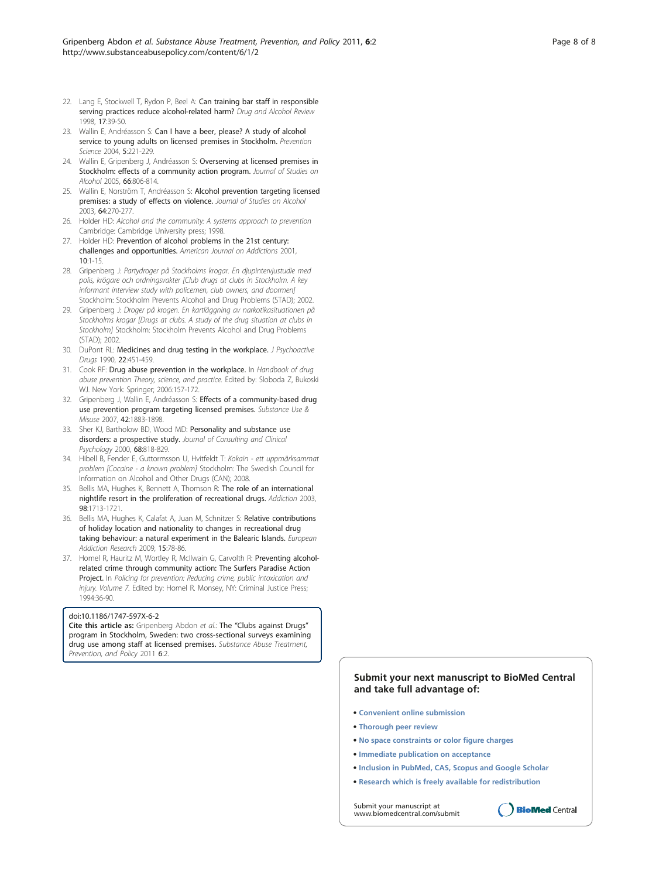22. Lang E, Stockwell T, Rydon P, Beel A: Can training bar staff in responsible serving practices reduce alcohol-related harm? *Drug and Alcohol Review* 1998, **17**:39-50.
23. Wallin E, Andréasson S: Can I have a beer, please? A study of alcohol service to young adults on licensed premises in Stockholm. *Prevention Science* 2004, **5**:221-229.
24. Wallin E, Gripenberg J, Andréasson S: Overserving at licensed premises in Stockholm: effects of a community action program. *Journal of Studies on Alcohol* 2005, **66**:806-814.
25. Wallin E, Norström T, Andréasson S: Alcohol prevention targeting licensed premises: a study of effects on violence. *Journal of Studies on Alcohol* 2003, **64**:270-277.
26. Holder HD: *Alcohol and the community: A systems approach to prevention* Cambridge: Cambridge University press; 1998.
27. Holder HD: Prevention of alcohol problems in the 21st century: challenges and opportunities. *American Journal on Addictions* 2001, **10**:1-15.
28. Gripenberg J: *Partydroger på Stockholms krogar. En djupintervjustudie med polis, krögare och ordningsvakter [Club drugs at clubs in Stockholm. A key informant interview study with policemen, club owners, and doormen]* Stockholm: Stockholm Prevents Alcohol and Drug Problems (STAD); 2002.
29. Gripenberg J: *Droger på krogen. En kartläggning av narkotikasituationen på Stockholms krogar [Drugs at clubs. A study of the drug situation at clubs in Stockholm]* Stockholm: Stockholm Prevents Alcohol and Drug Problems (STAD); 2002.
30. DuPont RL: Medicines and drug testing in the workplace. *J Psychoactive Drugs* 1990, **22**:451-459.
31. Cook RF: Drug abuse prevention in the workplace. In *Handbook of drug abuse prevention Theory, science, and practice.* Edited by: Sloboda Z, Bukoski WJ. New York: Springer; 2006:157-172.
32. Gripenberg J, Wallin E, Andréasson S: Effects of a community-based drug use prevention program targeting licensed premises. *Substance Use & Misuse* 2007, **42**:1883-1898.
33. Sher KJ, Bartholow BD, Wood MD: Personality and substance use disorders: a prospective study. *Journal of Consulting and Clinical Psychology* 2000, **68**:818-829.
34. Hibell B, Fender E, Guttormsson U, Hvitfeldt T: *Kokain - ett uppmärksammat problem [Cocaine - a known problem]* Stockholm: The Swedish Council for Information on Alcohol and Other Drugs (CAN); 2008.
35. Bellis MA, Hughes K, Bennett A, Thomson R: The role of an international nightlife resort in the proliferation of recreational drugs. *Addiction* 2003, **98**:1713-1721.
36. Bellis MA, Hughes K, Calafat A, Juan M, Schnitzer S: Relative contributions of holiday location and nationality to changes in recreational drug taking behaviour: a natural experiment in the Balearic Islands. *European Addiction Research* 2009, **15**:78-86.
37. Homel R, Hauritz M, Wortley R, McIlwain G, Carvolth R: Preventing alcohol-related crime through community action: The Surfers Paradise Action Project. In *Policing for prevention: Reducing crime, public intoxication and injury. Volume 7.* Edited by: Homel R. Monsey, NY: Criminal Justice Press; 1994:36-90.

doi:10.1186/1747-597X-6-2

**Cite this article as:** Gripenberg Abdon *et al.*: The "Clubs against Drugs" program in Stockholm, Sweden: two cross-sectional surveys examining drug use among staff at licensed premises. *Substance Abuse Treatment, Prevention, and Policy* 2011 **6**:2.

**Submit your next manuscript to BioMed Central and take full advantage of:**

- Convenient online submission
- Thorough peer review
- No space constraints or color figure charges
- Immediate publication on acceptance
- Inclusion in PubMed, CAS, Scopus and Google Scholar
- Research which is freely available for redistribution

Submit your manuscript at
www.biomedcentral.com/submit

BioMed Central